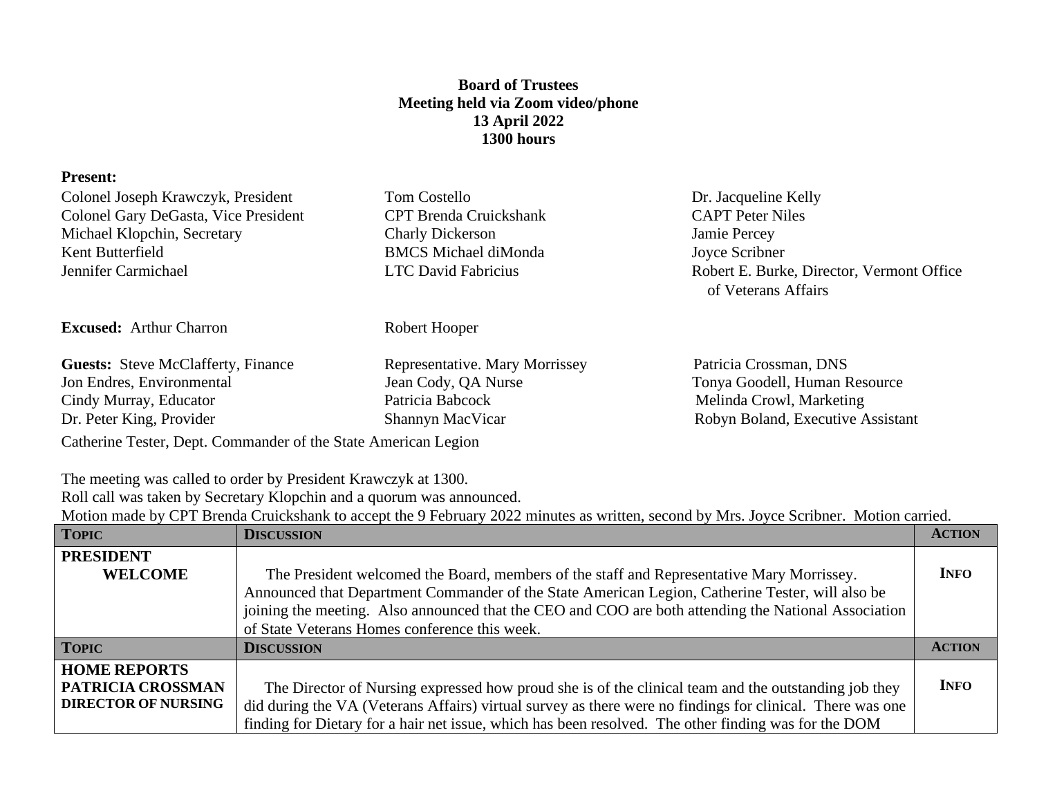**Board of Trustees**
**Meeting held via Zoom video/phone**
**13 April 2022**
**1300 hours**

**Present:**

Colonel Joseph Krawczyk, President
Colonel Gary DeGasta, Vice President
Michael Klopchin, Secretary
Kent Butterfield
Jennifer Carmichael
Tom Costello
CPT Brenda Cruickshank
Charly Dickerson
BMCS Michael diMonda
LTC David Fabricius
Dr. Jacqueline Kelly
CAPT Peter Niles
Jamie Percey
Joyce Scribner
Robert E. Burke, Director, Vermont Office of Veterans Affairs

**Excused:** Arthur Charron, Robert Hooper

**Guests:** Steve McClafferty, Finance
Jon Endres, Environmental
Cindy Murray, Educator
Dr. Peter King, Provider
Representative. Mary Morrissey
Jean Cody, QA Nurse
Patricia Babcock
Shannyn MacVicar
Patricia Crossman, DNS
Tonya Goodell, Human Resource
Melinda Crowl, Marketing
Robyn Boland, Executive Assistant
Catherine Tester, Dept. Commander of the State American Legion

The meeting was called to order by President Krawczyk at 1300.
Roll call was taken by Secretary Klopchin and a quorum was announced.
Motion made by CPT Brenda Cruickshank to accept the 9 February 2022 minutes as written, second by Mrs. Joyce Scribner. Motion carried.

| TOPIC | DISCUSSION | ACTION |
|---|---|---|
| **PRESIDENT WELCOME** | The President welcomed the Board, members of the staff and Representative Mary Morrissey. Announced that Department Commander of the State American Legion, Catherine Tester, will also be joining the meeting. Also announced that the CEO and COO are both attending the National Association of State Veterans Homes conference this week. | **INFO** |
| **TOPIC** | **DISCUSSION** | **ACTION** |
| **HOME REPORTS PATRICIA CROSSMAN DIRECTOR OF NURSING** | The Director of Nursing expressed how proud she is of the clinical team and the outstanding job they did during the VA (Veterans Affairs) virtual survey as there were no findings for clinical. There was one finding for Dietary for a hair net issue, which has been resolved. The other finding was for the DOM | **INFO** |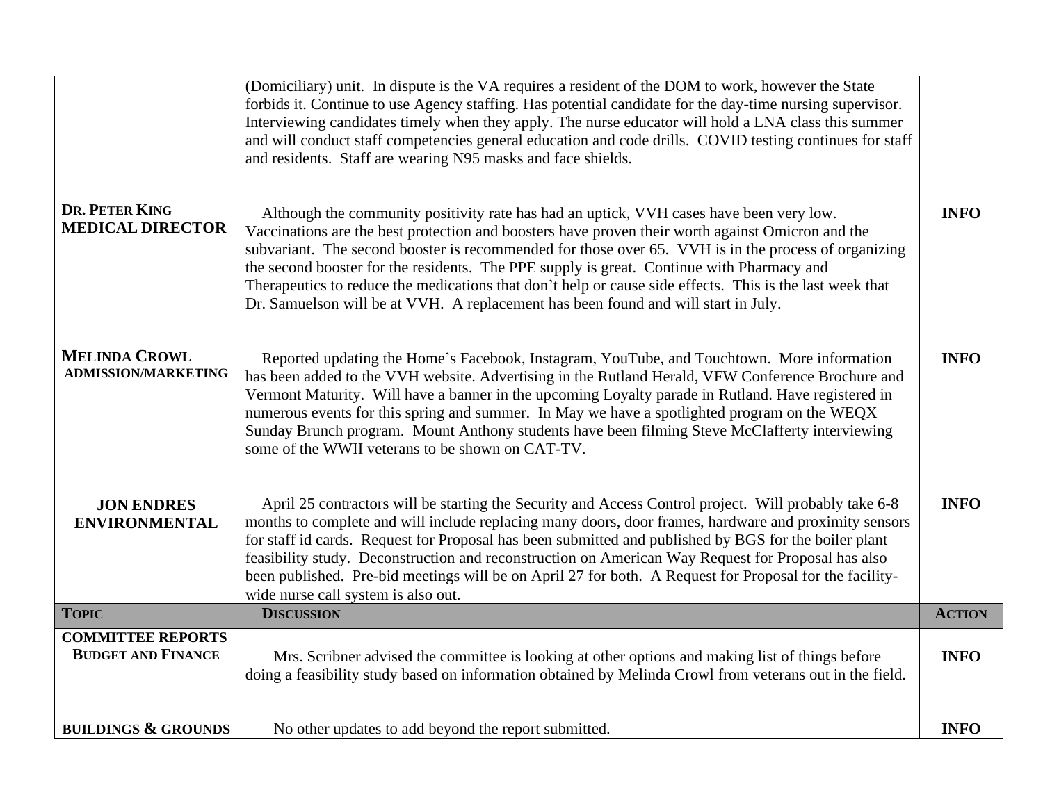| | | |
|---|---|---|
| | (Domiciliary) unit. In dispute is the VA requires a resident of the DOM to work, however the State forbids it. Continue to use Agency staffing. Has potential candidate for the day-time nursing supervisor. Interviewing candidates timely when they apply. The nurse educator will hold a LNA class this summer and will conduct staff competencies general education and code drills. COVID testing continues for staff and residents. Staff are wearing N95 masks and face shields. | |
| **DR. PETER KING MEDICAL DIRECTOR** | Although the community positivity rate has had an uptick, VVH cases have been very low. Vaccinations are the best protection and boosters have proven their worth against Omicron and the subvariant. The second booster is recommended for those over 65. VVH is in the process of organizing the second booster for the residents. The PPE supply is great. Continue with Pharmacy and Therapeutics to reduce the medications that don't help or cause side effects. This is the last week that Dr. Samuelson will be at VVH. A replacement has been found and will start in July. | **INFO** |
| **MELINDA CROWL ADMISSION/MARKETING** | Reported updating the Home's Facebook, Instagram, YouTube, and Touchtown. More information has been added to the VVH website. Advertising in the Rutland Herald, VFW Conference Brochure and Vermont Maturity. Will have a banner in the upcoming Loyalty parade in Rutland. Have registered in numerous events for this spring and summer. In May we have a spotlighted program on the WEQX Sunday Brunch program. Mount Anthony students have been filming Steve McClafferty interviewing some of the WWII veterans to be shown on CAT-TV. | **INFO** |
| **JON ENDRES ENVIRONMENTAL** | April 25 contractors will be starting the Security and Access Control project. Will probably take 6-8 months to complete and will include replacing many doors, door frames, hardware and proximity sensors for staff id cards. Request for Proposal has been submitted and published by BGS for the boiler plant feasibility study. Deconstruction and reconstruction on American Way Request for Proposal has also been published. Pre-bid meetings will be on April 27 for both. A Request for Proposal for the facility-wide nurse call system is also out. | **INFO** |
| **TOPIC** | **DISCUSSION** | **ACTION** |
| **COMMITTEE REPORTS BUDGET AND FINANCE** | Mrs. Scribner advised the committee is looking at other options and making list of things before doing a feasibility study based on information obtained by Melinda Crowl from veterans out in the field. | **INFO** |
| **BUILDINGS & GROUNDS** | No other updates to add beyond the report submitted. | **INFO** |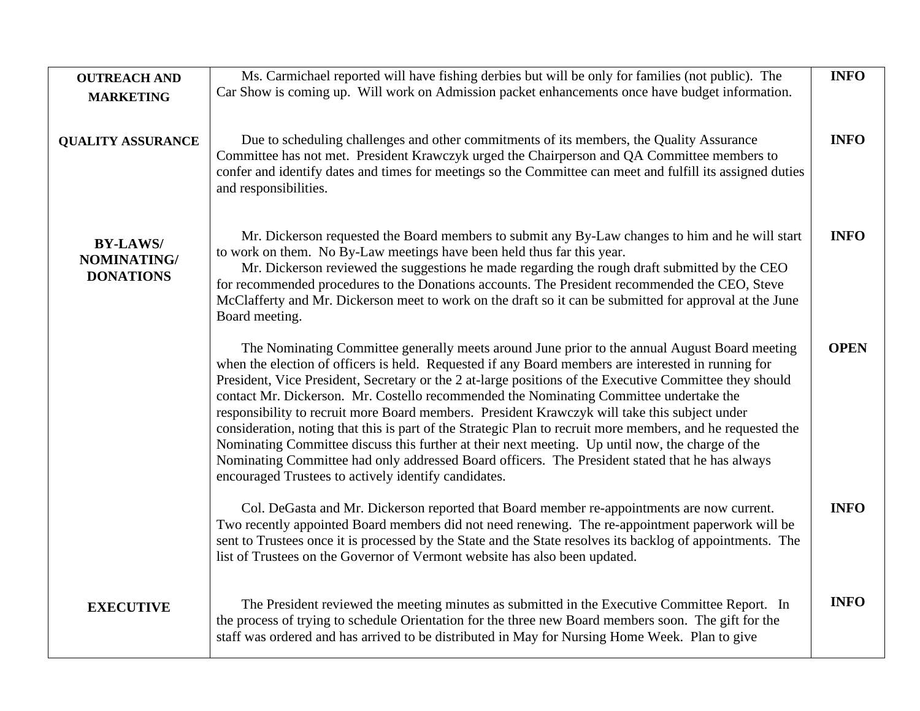| | | |
|---|---|---|
| **OUTREACH AND MARKETING** | Ms. Carmichael reported will have fishing derbies but will be only for families (not public). The Car Show is coming up. Will work on Admission packet enhancements once have budget information. | **INFO** |
| **QUALITY ASSURANCE** | Due to scheduling challenges and other commitments of its members, the Quality Assurance Committee has not met. President Krawczyk urged the Chairperson and QA Committee members to confer and identify dates and times for meetings so the Committee can meet and fulfill its assigned duties and responsibilities. | **INFO** |
| **BY-LAWS/ NOMINATING/ DONATIONS** | Mr. Dickerson requested the Board members to submit any By-Law changes to him and he will start to work on them. No By-Law meetings have been held thus far this year.<br>Mr. Dickerson reviewed the suggestions he made regarding the rough draft submitted by the CEO for recommended procedures to the Donations accounts. The President recommended the CEO, Steve McClafferty and Mr. Dickerson meet to work on the draft so it can be submitted for approval at the June Board meeting. | **INFO** |
| | The Nominating Committee generally meets around June prior to the annual August Board meeting when the election of officers is held. Requested if any Board members are interested in running for President, Vice President, Secretary or the 2 at-large positions of the Executive Committee they should contact Mr. Dickerson. Mr. Costello recommended the Nominating Committee undertake the responsibility to recruit more Board members. President Krawczyk will take this subject under consideration, noting that this is part of the Strategic Plan to recruit more members, and he requested the Nominating Committee discuss this further at their next meeting. Up until now, the charge of the Nominating Committee had only addressed Board officers. The President stated that he has always encouraged Trustees to actively identify candidates. | **OPEN** |
| | Col. DeGasta and Mr. Dickerson reported that Board member re-appointments are now current. Two recently appointed Board members did not need renewing. The re-appointment paperwork will be sent to Trustees once it is processed by the State and the State resolves its backlog of appointments. The list of Trustees on the Governor of Vermont website has also been updated. | **INFO** |
| **EXECUTIVE** | The President reviewed the meeting minutes as submitted in the Executive Committee Report. In the process of trying to schedule Orientation for the three new Board members soon. The gift for the staff was ordered and has arrived to be distributed in May for Nursing Home Week. Plan to give | **INFO** |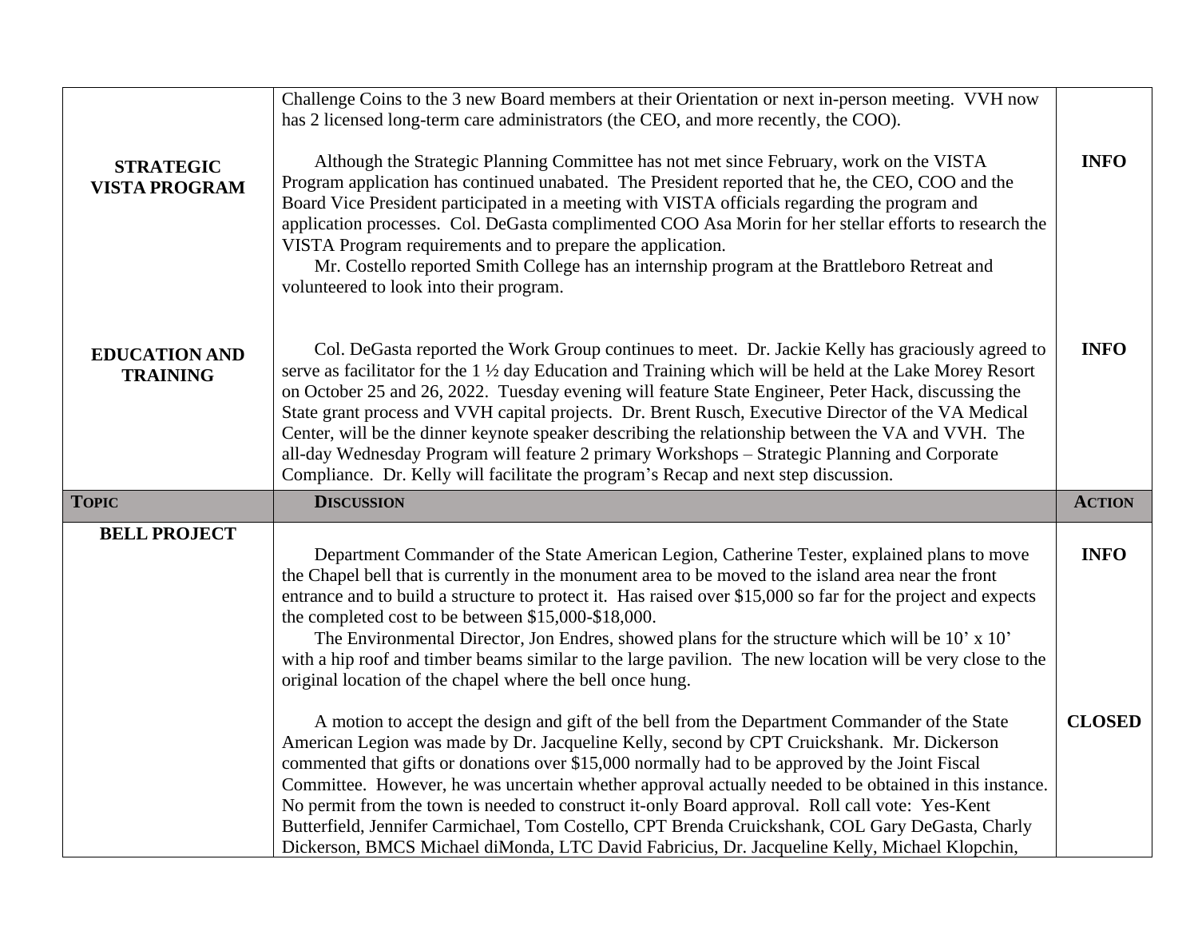| | | |
|---|---|---|
| **STRATEGIC VISTA PROGRAM** | Challenge Coins to the 3 new Board members at their Orientation or next in-person meeting. VVH now has 2 licensed long-term care administrators (the CEO, and more recently, the COO).<br><br>Although the Strategic Planning Committee has not met since February, work on the VISTA Program application has continued unabated. The President reported that he, the CEO, COO and the Board Vice President participated in a meeting with VISTA officials regarding the program and application processes. Col. DeGasta complimented COO Asa Morin for her stellar efforts to research the VISTA Program requirements and to prepare the application.<br>Mr. Costello reported Smith College has an internship program at the Brattleboro Retreat and volunteered to look into their program. | **INFO** |
| **EDUCATION AND TRAINING** | Col. DeGasta reported the Work Group continues to meet. Dr. Jackie Kelly has graciously agreed to serve as facilitator for the 1 ½ day Education and Training which will be held at the Lake Morey Resort on October 25 and 26, 2022. Tuesday evening will feature State Engineer, Peter Hack, discussing the State grant process and VVH capital projects. Dr. Brent Rusch, Executive Director of the VA Medical Center, will be the dinner keynote speaker describing the relationship between the VA and VVH. The all-day Wednesday Program will feature 2 primary Workshops – Strategic Planning and Corporate Compliance. Dr. Kelly will facilitate the program's Recap and next step discussion. | **INFO** |
| **TOPIC** | **DISCUSSION** | **ACTION** |
| **BELL PROJECT** | Department Commander of the State American Legion, Catherine Tester, explained plans to move the Chapel bell that is currently in the monument area to be moved to the island area near the front entrance and to build a structure to protect it. Has raised over $15,000 so far for the project and expects the completed cost to be between $15,000-$18,000.<br>The Environmental Director, Jon Endres, showed plans for the structure which will be 10' x 10' with a hip roof and timber beams similar to the large pavilion. The new location will be very close to the original location of the chapel where the bell once hung. | **INFO** |
| | A motion to accept the design and gift of the bell from the Department Commander of the State American Legion was made by Dr. Jacqueline Kelly, second by CPT Cruickshank. Mr. Dickerson commented that gifts or donations over $15,000 normally had to be approved by the Joint Fiscal Committee. However, he was uncertain whether approval actually needed to be obtained in this instance. No permit from the town is needed to construct it-only Board approval. Roll call vote: Yes-Kent Butterfield, Jennifer Carmichael, Tom Costello, CPT Brenda Cruickshank, COL Gary DeGasta, Charly Dickerson, BMCS Michael diMonda, LTC David Fabricius, Dr. Jacqueline Kelly, Michael Klopchin, | **CLOSED** |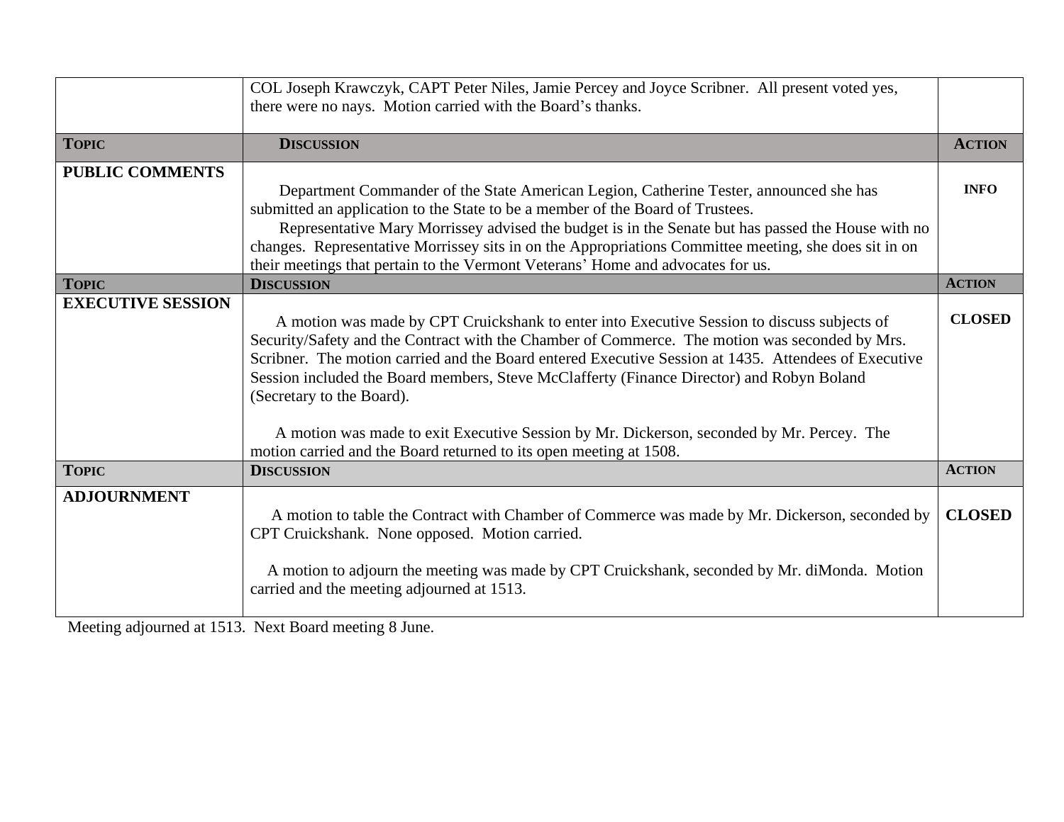| | | |
|---|---|---|
| | COL Joseph Krawczyk, CAPT Peter Niles, Jamie Percey and Joyce Scribner. All present voted yes, there were no nays. Motion carried with the Board's thanks. | |
| **TOPIC** | **DISCUSSION** | **ACTION** |
| **PUBLIC COMMENTS** | Department Commander of the State American Legion, Catherine Tester, announced she has submitted an application to the State to be a member of the Board of Trustees.<br>Representative Mary Morrissey advised the budget is in the Senate but has passed the House with no changes. Representative Morrissey sits in on the Appropriations Committee meeting, she does sit in on their meetings that pertain to the Vermont Veterans' Home and advocates for us. | **INFO** |
| **TOPIC** | **DISCUSSION** | **ACTION** |
| **EXECUTIVE SESSION** | A motion was made by CPT Cruickshank to enter into Executive Session to discuss subjects of Security/Safety and the Contract with the Chamber of Commerce. The motion was seconded by Mrs. Scribner. The motion carried and the Board entered Executive Session at 1435. Attendees of Executive Session included the Board members, Steve McClafferty (Finance Director) and Robyn Boland (Secretary to the Board).<br><br>A motion was made to exit Executive Session by Mr. Dickerson, seconded by Mr. Percey. The motion carried and the Board returned to its open meeting at 1508. | **CLOSED** |
| **TOPIC** | **DISCUSSION** | **ACTION** |
| **ADJOURNMENT** | A motion to table the Contract with Chamber of Commerce was made by Mr. Dickerson, seconded by CPT Cruickshank. None opposed. Motion carried.<br><br>A motion to adjourn the meeting was made by CPT Cruickshank, seconded by Mr. diMonda. Motion carried and the meeting adjourned at 1513. | **CLOSED** |

Meeting adjourned at 1513. Next Board meeting 8 June.